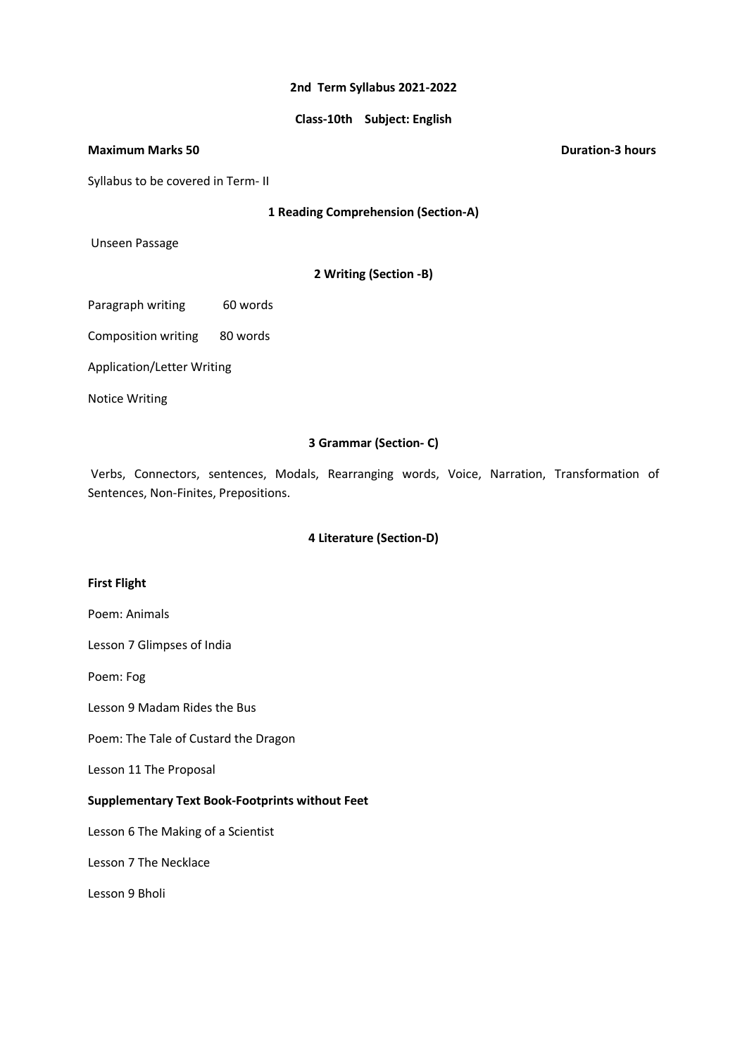# 2nd Term Syllabus 2021-2022

## Class-10th Subject: English

**Maximum Marks 50** **Duration-3 hours**

Syllabus to be covered in Term- II

### 1 Reading Comprehension (Section-A)

Unseen Passage

### 2 Writing (Section -B)

Paragraph writing 60 words

Composition writing 80 words

Application/Letter Writing

Notice Writing

### 3 Grammar (Section- C)

Verbs, Connectors, sentences, Modals, Rearranging words, Voice, Narration, Transformation of Sentences, Non-Finites, Prepositions.

### 4 Literature (Section-D)

**First Flight**

Poem: Animals

Lesson 7 Glimpses of India

Poem: Fog

Lesson 9 Madam Rides the Bus

Poem: The Tale of Custard the Dragon

Lesson 11 The Proposal

**Supplementary Text Book-Footprints without Feet**

Lesson 6 The Making of a Scientist

Lesson 7 The Necklace

Lesson 9 Bholi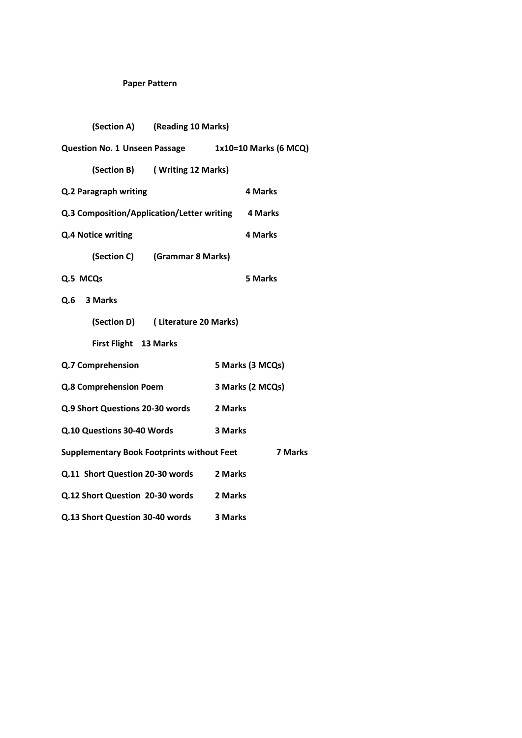**Paper Pattern**

**(Section A) (Reading 10 Marks)**

**Question No. 1 Unseen Passage 1x10=10 Marks (6 MCQ)**

**(Section B) ( Writing 12 Marks)**

**Q.2 Paragraph writing 4 Marks**

**Q.3 Composition/Application/Letter writing 4 Marks**

**Q.4 Notice writing 4 Marks**

**(Section C) (Grammar 8 Marks)**

**Q.5 MCQs 5 Marks**

**Q.6 3 Marks**

**(Section D) ( Literature 20 Marks)**

**First Flight 13 Marks**

**Q.7 Comprehension 5 Marks (3 MCQs)**

**Q.8 Comprehension Poem 3 Marks (2 MCQs)**

**Q.9 Short Questions 20-30 words 2 Marks**

**Q.10 Questions 30-40 Words 3 Marks**

**Supplementary Book Footprints without Feet 7 Marks**

**Q.11 Short Question 20-30 words 2 Marks**

**Q.12 Short Question 20-30 words 2 Marks**

**Q.13 Short Question 30-40 words 3 Marks**